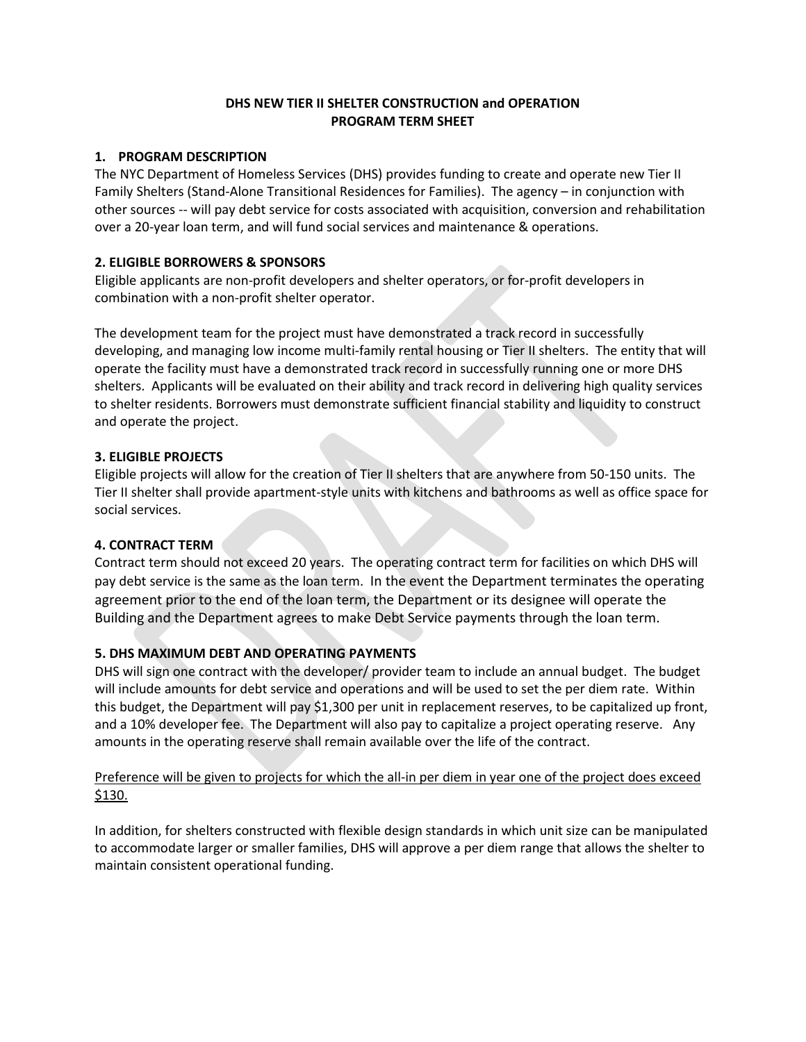# DHS NEW TIER II SHELTER CONSTRUCTION and OPERATION PROGRAM TERM SHEET

## 1. PROGRAM DESCRIPTION

The NYC Department of Homeless Services (DHS) provides funding to create and operate new Tier II Family Shelters (Stand-Alone Transitional Residences for Families). The agency – in conjunction with other sources -- will pay debt service for costs associated with acquisition, conversion and rehabilitation over a 20-year loan term, and will fund social services and maintenance & operations.

## 2. ELIGIBLE BORROWERS & SPONSORS

Eligible applicants are non-profit developers and shelter operators, or for-profit developers in combination with a non-profit shelter operator.

The development team for the project must have demonstrated a track record in successfully developing, and managing low income multi-family rental housing or Tier II shelters. The entity that will operate the facility must have a demonstrated track record in successfully running one or more DHS shelters. Applicants will be evaluated on their ability and track record in delivering high quality services to shelter residents. Borrowers must demonstrate sufficient financial stability and liquidity to construct and operate the project.

## 3. ELIGIBLE PROJECTS

Eligible projects will allow for the creation of Tier II shelters that are anywhere from 50-150 units. The Tier II shelter shall provide apartment-style units with kitchens and bathrooms as well as office space for social services.

## 4. CONTRACT TERM

Contract term should not exceed 20 years. The operating contract term for facilities on which DHS will pay debt service is the same as the loan term. In the event the Department terminates the operating agreement prior to the end of the loan term, the Department or its designee will operate the Building and the Department agrees to make Debt Service payments through the loan term.

## 5. DHS MAXIMUM DEBT AND OPERATING PAYMENTS

DHS will sign one contract with the developer/ provider team to include an annual budget. The budget will include amounts for debt service and operations and will be used to set the per diem rate. Within this budget, the Department will pay $1,300 per unit in replacement reserves, to be capitalized up front, and a 10% developer fee. The Department will also pay to capitalize a project operating reserve. Any amounts in the operating reserve shall remain available over the life of the contract.

<u>Preference will be given to projects for which the all-in per diem in year one of the project does exceed $130.</u>

In addition, for shelters constructed with flexible design standards in which unit size can be manipulated to accommodate larger or smaller families, DHS will approve a per diem range that allows the shelter to maintain consistent operational funding.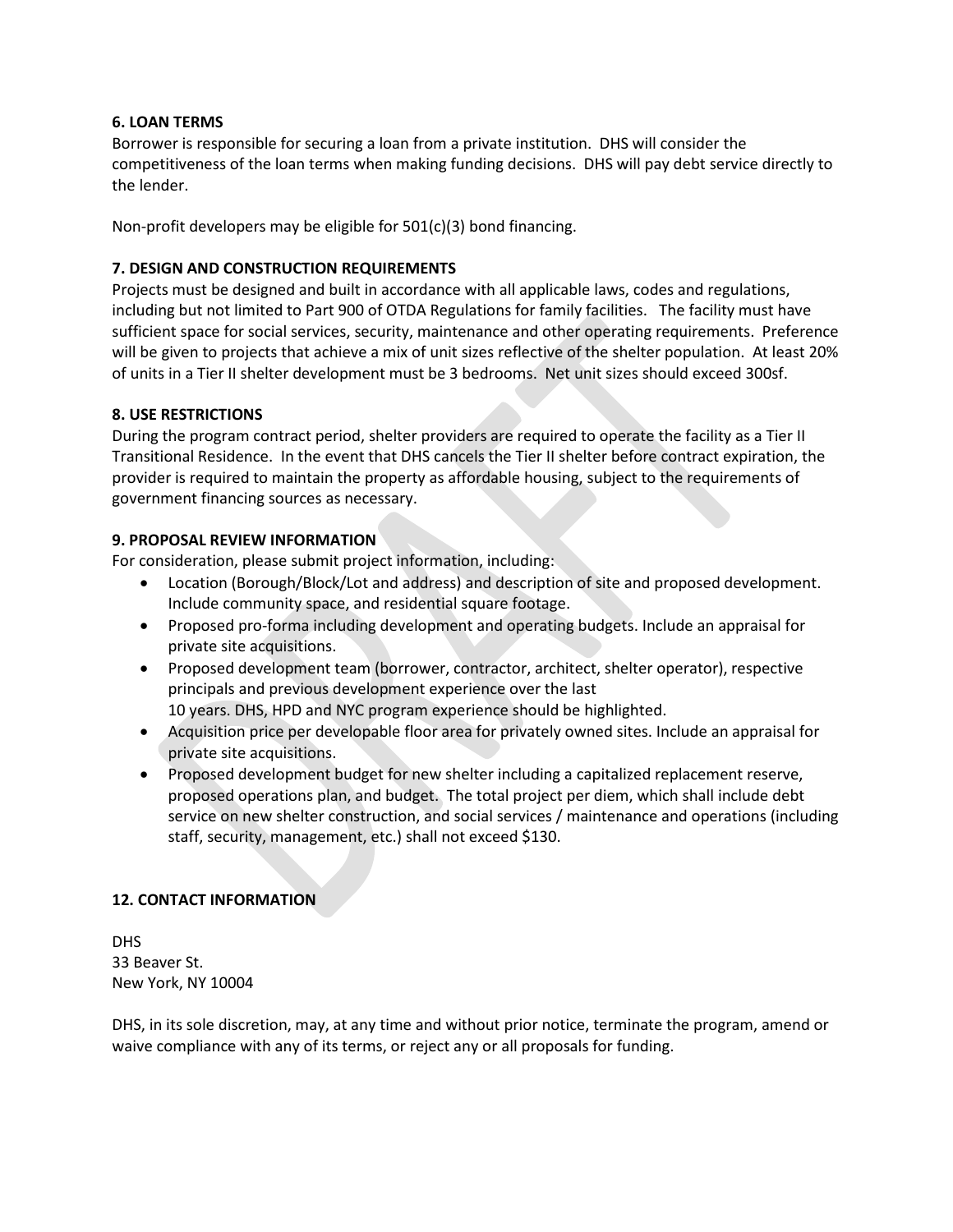### 6. LOAN TERMS

Borrower is responsible for securing a loan from a private institution. DHS will consider the competitiveness of the loan terms when making funding decisions. DHS will pay debt service directly to the lender.

Non-profit developers may be eligible for 501(c)(3) bond financing.

### 7. DESIGN AND CONSTRUCTION REQUIREMENTS

Projects must be designed and built in accordance with all applicable laws, codes and regulations, including but not limited to Part 900 of OTDA Regulations for family facilities. The facility must have sufficient space for social services, security, maintenance and other operating requirements. Preference will be given to projects that achieve a mix of unit sizes reflective of the shelter population. At least 20% of units in a Tier II shelter development must be 3 bedrooms. Net unit sizes should exceed 300sf.

### 8. USE RESTRICTIONS

During the program contract period, shelter providers are required to operate the facility as a Tier II Transitional Residence. In the event that DHS cancels the Tier II shelter before contract expiration, the provider is required to maintain the property as affordable housing, subject to the requirements of government financing sources as necessary.

### 9. PROPOSAL REVIEW INFORMATION

For consideration, please submit project information, including:

- Location (Borough/Block/Lot and address) and description of site and proposed development. Include community space, and residential square footage.
- Proposed pro-forma including development and operating budgets. Include an appraisal for private site acquisitions.
- Proposed development team (borrower, contractor, architect, shelter operator), respective principals and previous development experience over the last 10 years. DHS, HPD and NYC program experience should be highlighted.
- Acquisition price per developable floor area for privately owned sites. Include an appraisal for private site acquisitions.
- Proposed development budget for new shelter including a capitalized replacement reserve, proposed operations plan, and budget. The total project per diem, which shall include debt service on new shelter construction, and social services / maintenance and operations (including staff, security, management, etc.) shall not exceed $130.

### 12. CONTACT INFORMATION

DHS
33 Beaver St.
New York, NY 10004

DHS, in its sole discretion, may, at any time and without prior notice, terminate the program, amend or waive compliance with any of its terms, or reject any or all proposals for funding.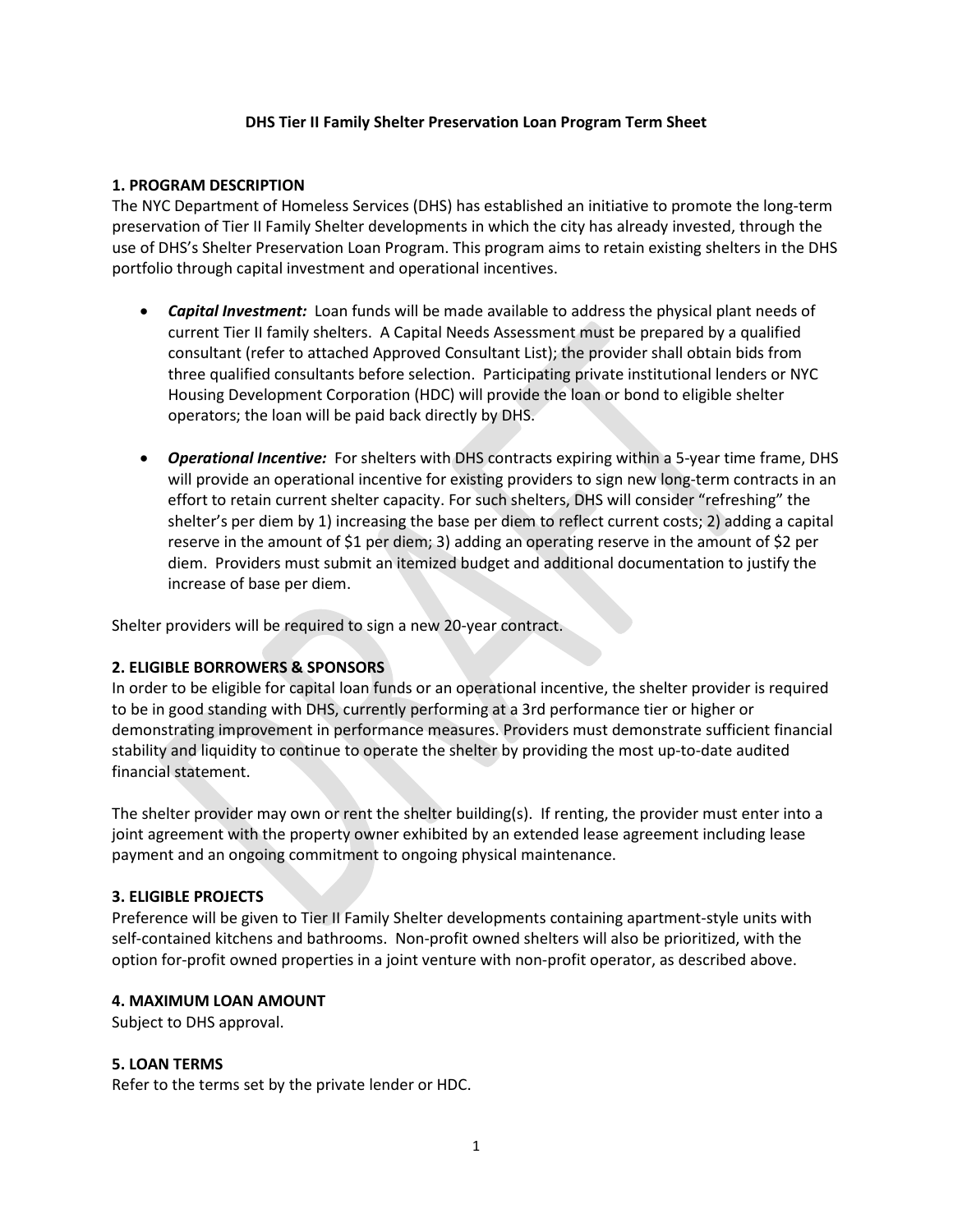# DHS Tier II Family Shelter Preservation Loan Program Term Sheet

## 1. PROGRAM DESCRIPTION

The NYC Department of Homeless Services (DHS) has established an initiative to promote the long-term preservation of Tier II Family Shelter developments in which the city has already invested, through the use of DHS's Shelter Preservation Loan Program. This program aims to retain existing shelters in the DHS portfolio through capital investment and operational incentives.

- ***Capital Investment:*** Loan funds will be made available to address the physical plant needs of current Tier II family shelters. A Capital Needs Assessment must be prepared by a qualified consultant (refer to attached Approved Consultant List); the provider shall obtain bids from three qualified consultants before selection. Participating private institutional lenders or NYC Housing Development Corporation (HDC) will provide the loan or bond to eligible shelter operators; the loan will be paid back directly by DHS.

- ***Operational Incentive:*** For shelters with DHS contracts expiring within a 5-year time frame, DHS will provide an operational incentive for existing providers to sign new long-term contracts in an effort to retain current shelter capacity. For such shelters, DHS will consider "refreshing" the shelter's per diem by 1) increasing the base per diem to reflect current costs; 2) adding a capital reserve in the amount of $1 per diem; 3) adding an operating reserve in the amount of $2 per diem. Providers must submit an itemized budget and additional documentation to justify the increase of base per diem.

Shelter providers will be required to sign a new 20-year contract.

## 2. ELIGIBLE BORROWERS & SPONSORS

In order to be eligible for capital loan funds or an operational incentive, the shelter provider is required to be in good standing with DHS, currently performing at a 3rd performance tier or higher or demonstrating improvement in performance measures. Providers must demonstrate sufficient financial stability and liquidity to continue to operate the shelter by providing the most up-to-date audited financial statement.

The shelter provider may own or rent the shelter building(s). If renting, the provider must enter into a joint agreement with the property owner exhibited by an extended lease agreement including lease payment and an ongoing commitment to ongoing physical maintenance.

## 3. ELIGIBLE PROJECTS

Preference will be given to Tier II Family Shelter developments containing apartment-style units with self-contained kitchens and bathrooms. Non-profit owned shelters will also be prioritized, with the option for-profit owned properties in a joint venture with non-profit operator, as described above.

## 4. MAXIMUM LOAN AMOUNT

Subject to DHS approval.

## 5. LOAN TERMS

Refer to the terms set by the private lender or HDC.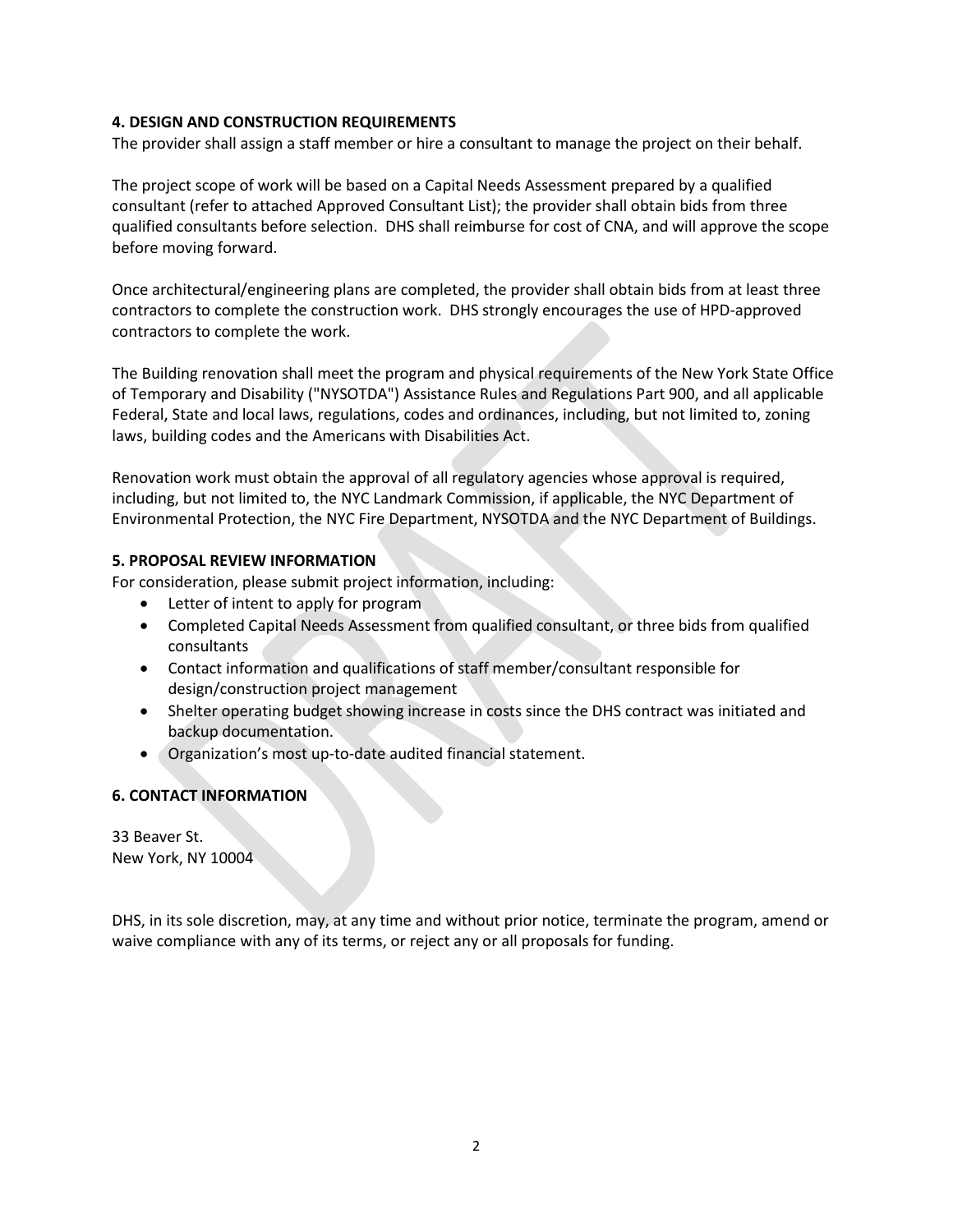## 4. DESIGN AND CONSTRUCTION REQUIREMENTS

The provider shall assign a staff member or hire a consultant to manage the project on their behalf.

The project scope of work will be based on a Capital Needs Assessment prepared by a qualified consultant (refer to attached Approved Consultant List); the provider shall obtain bids from three qualified consultants before selection. DHS shall reimburse for cost of CNA, and will approve the scope before moving forward.

Once architectural/engineering plans are completed, the provider shall obtain bids from at least three contractors to complete the construction work. DHS strongly encourages the use of HPD-approved contractors to complete the work.

The Building renovation shall meet the program and physical requirements of the New York State Office of Temporary and Disability ("NYSOTDA") Assistance Rules and Regulations Part 900, and all applicable Federal, State and local laws, regulations, codes and ordinances, including, but not limited to, zoning laws, building codes and the Americans with Disabilities Act.

Renovation work must obtain the approval of all regulatory agencies whose approval is required, including, but not limited to, the NYC Landmark Commission, if applicable, the NYC Department of Environmental Protection, the NYC Fire Department, NYSOTDA and the NYC Department of Buildings.

## 5. PROPOSAL REVIEW INFORMATION

For consideration, please submit project information, including:

- Letter of intent to apply for program
- Completed Capital Needs Assessment from qualified consultant, or three bids from qualified consultants
- Contact information and qualifications of staff member/consultant responsible for design/construction project management
- Shelter operating budget showing increase in costs since the DHS contract was initiated and backup documentation.
- Organization's most up-to-date audited financial statement.

## 6. CONTACT INFORMATION

33 Beaver St.
New York, NY 10004

DHS, in its sole discretion, may, at any time and without prior notice, terminate the program, amend or waive compliance with any of its terms, or reject any or all proposals for funding.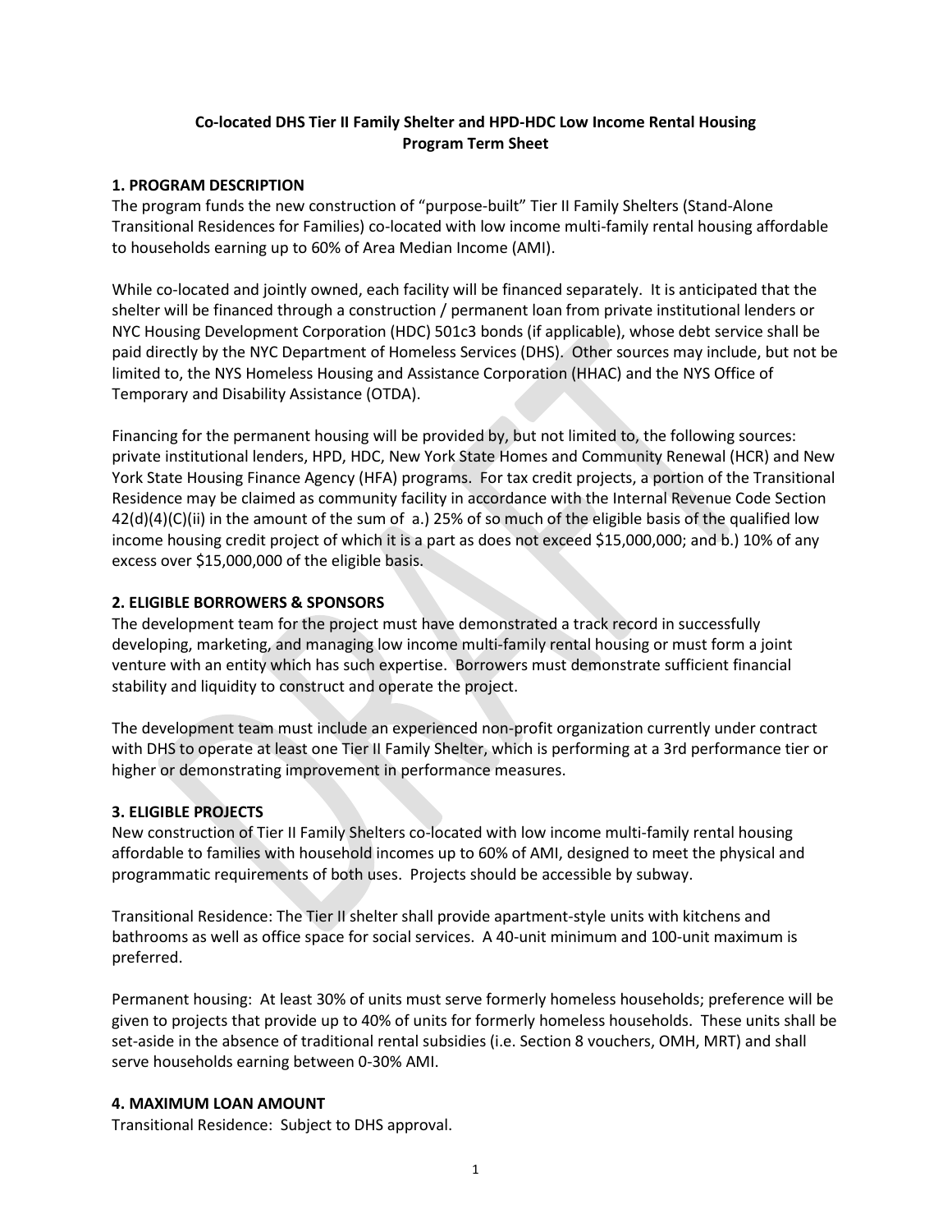**Co-located DHS Tier II Family Shelter and HPD-HDC Low Income Rental Housing**
**Program Term Sheet**

## 1. PROGRAM DESCRIPTION

The program funds the new construction of "purpose-built" Tier II Family Shelters (Stand-Alone Transitional Residences for Families) co-located with low income multi-family rental housing affordable to households earning up to 60% of Area Median Income (AMI).

While co-located and jointly owned, each facility will be financed separately. It is anticipated that the shelter will be financed through a construction / permanent loan from private institutional lenders or NYC Housing Development Corporation (HDC) 501c3 bonds (if applicable), whose debt service shall be paid directly by the NYC Department of Homeless Services (DHS). Other sources may include, but not be limited to, the NYS Homeless Housing and Assistance Corporation (HHAC) and the NYS Office of Temporary and Disability Assistance (OTDA).

Financing for the permanent housing will be provided by, but not limited to, the following sources: private institutional lenders, HPD, HDC, New York State Homes and Community Renewal (HCR) and New York State Housing Finance Agency (HFA) programs. For tax credit projects, a portion of the Transitional Residence may be claimed as community facility in accordance with the Internal Revenue Code Section 42(d)(4)(C)(ii) in the amount of the sum of a.) 25% of so much of the eligible basis of the qualified low income housing credit project of which it is a part as does not exceed $15,000,000; and b.) 10% of any excess over $15,000,000 of the eligible basis.

## 2. ELIGIBLE BORROWERS & SPONSORS

The development team for the project must have demonstrated a track record in successfully developing, marketing, and managing low income multi-family rental housing or must form a joint venture with an entity which has such expertise. Borrowers must demonstrate sufficient financial stability and liquidity to construct and operate the project.

The development team must include an experienced non-profit organization currently under contract with DHS to operate at least one Tier II Family Shelter, which is performing at a 3rd performance tier or higher or demonstrating improvement in performance measures.

## 3. ELIGIBLE PROJECTS

New construction of Tier II Family Shelters co-located with low income multi-family rental housing affordable to families with household incomes up to 60% of AMI, designed to meet the physical and programmatic requirements of both uses. Projects should be accessible by subway.

Transitional Residence: The Tier II shelter shall provide apartment-style units with kitchens and bathrooms as well as office space for social services. A 40-unit minimum and 100-unit maximum is preferred.

Permanent housing: At least 30% of units must serve formerly homeless households; preference will be given to projects that provide up to 40% of units for formerly homeless households. These units shall be set-aside in the absence of traditional rental subsidies (i.e. Section 8 vouchers, OMH, MRT) and shall serve households earning between 0-30% AMI.

## 4. MAXIMUM LOAN AMOUNT

Transitional Residence: Subject to DHS approval.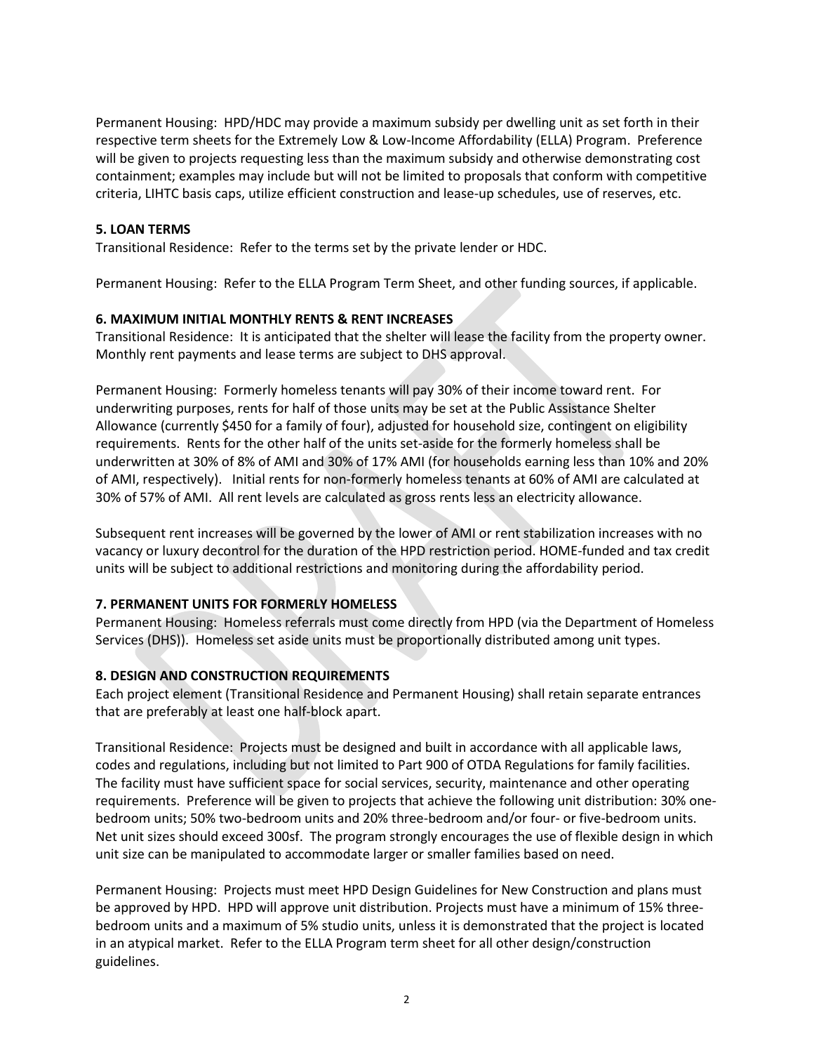Permanent Housing: HPD/HDC may provide a maximum subsidy per dwelling unit as set forth in their respective term sheets for the Extremely Low & Low-Income Affordability (ELLA) Program. Preference will be given to projects requesting less than the maximum subsidy and otherwise demonstrating cost containment; examples may include but will not be limited to proposals that conform with competitive criteria, LIHTC basis caps, utilize efficient construction and lease-up schedules, use of reserves, etc.

**5. LOAN TERMS**

Transitional Residence: Refer to the terms set by the private lender or HDC.

Permanent Housing: Refer to the ELLA Program Term Sheet, and other funding sources, if applicable.

**6. MAXIMUM INITIAL MONTHLY RENTS & RENT INCREASES**

Transitional Residence: It is anticipated that the shelter will lease the facility from the property owner. Monthly rent payments and lease terms are subject to DHS approval.

Permanent Housing: Formerly homeless tenants will pay 30% of their income toward rent. For underwriting purposes, rents for half of those units may be set at the Public Assistance Shelter Allowance (currently $450 for a family of four), adjusted for household size, contingent on eligibility requirements. Rents for the other half of the units set-aside for the formerly homeless shall be underwritten at 30% of 8% of AMI and 30% of 17% AMI (for households earning less than 10% and 20% of AMI, respectively). Initial rents for non-formerly homeless tenants at 60% of AMI are calculated at 30% of 57% of AMI. All rent levels are calculated as gross rents less an electricity allowance.

Subsequent rent increases will be governed by the lower of AMI or rent stabilization increases with no vacancy or luxury decontrol for the duration of the HPD restriction period. HOME-funded and tax credit units will be subject to additional restrictions and monitoring during the affordability period.

**7. PERMANENT UNITS FOR FORMERLY HOMELESS**

Permanent Housing: Homeless referrals must come directly from HPD (via the Department of Homeless Services (DHS)). Homeless set aside units must be proportionally distributed among unit types.

**8. DESIGN AND CONSTRUCTION REQUIREMENTS**

Each project element (Transitional Residence and Permanent Housing) shall retain separate entrances that are preferably at least one half-block apart.

Transitional Residence: Projects must be designed and built in accordance with all applicable laws, codes and regulations, including but not limited to Part 900 of OTDA Regulations for family facilities. The facility must have sufficient space for social services, security, maintenance and other operating requirements. Preference will be given to projects that achieve the following unit distribution: 30% one-bedroom units; 50% two-bedroom units and 20% three-bedroom and/or four- or five-bedroom units. Net unit sizes should exceed 300sf. The program strongly encourages the use of flexible design in which unit size can be manipulated to accommodate larger or smaller families based on need.

Permanent Housing: Projects must meet HPD Design Guidelines for New Construction and plans must be approved by HPD. HPD will approve unit distribution. Projects must have a minimum of 15% three-bedroom units and a maximum of 5% studio units, unless it is demonstrated that the project is located in an atypical market. Refer to the ELLA Program term sheet for all other design/construction guidelines.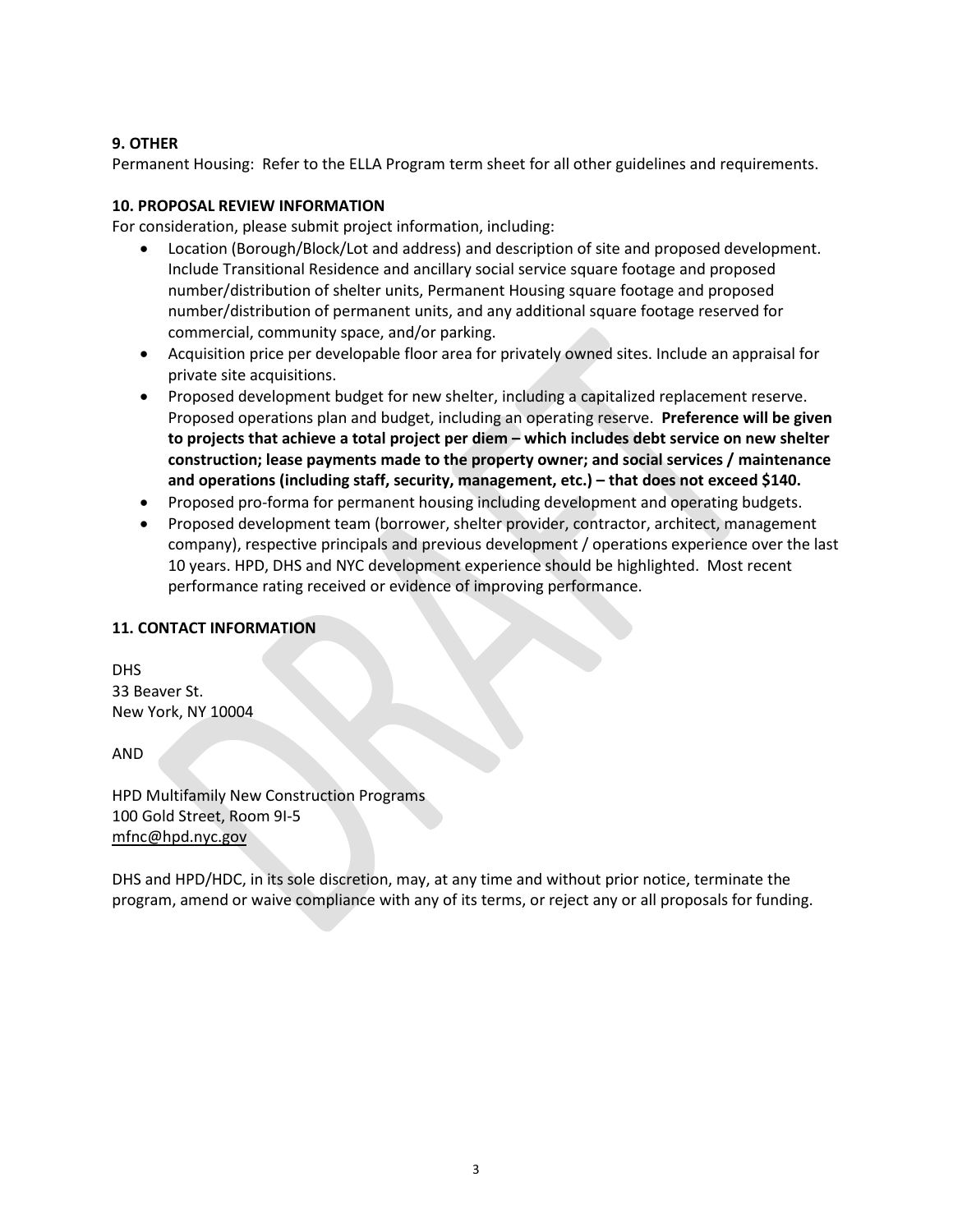## 9. OTHER

Permanent Housing: Refer to the ELLA Program term sheet for all other guidelines and requirements.

## 10. PROPOSAL REVIEW INFORMATION

For consideration, please submit project information, including:

- Location (Borough/Block/Lot and address) and description of site and proposed development. Include Transitional Residence and ancillary social service square footage and proposed number/distribution of shelter units, Permanent Housing square footage and proposed number/distribution of permanent units, and any additional square footage reserved for commercial, community space, and/or parking.
- Acquisition price per developable floor area for privately owned sites. Include an appraisal for private site acquisitions.
- Proposed development budget for new shelter, including a capitalized replacement reserve. Proposed operations plan and budget, including an operating reserve. **Preference will be given to projects that achieve a total project per diem – which includes debt service on new shelter construction; lease payments made to the property owner; and social services / maintenance and operations (including staff, security, management, etc.) – that does not exceed $140.**
- Proposed pro-forma for permanent housing including development and operating budgets.
- Proposed development team (borrower, shelter provider, contractor, architect, management company), respective principals and previous development / operations experience over the last 10 years. HPD, DHS and NYC development experience should be highlighted. Most recent performance rating received or evidence of improving performance.

## 11. CONTACT INFORMATION

DHS
33 Beaver St.
New York, NY 10004

AND

HPD Multifamily New Construction Programs
100 Gold Street, Room 9I-5
mfnc@hpd.nyc.gov

DHS and HPD/HDC, in its sole discretion, may, at any time and without prior notice, terminate the program, amend or waive compliance with any of its terms, or reject any or all proposals for funding.